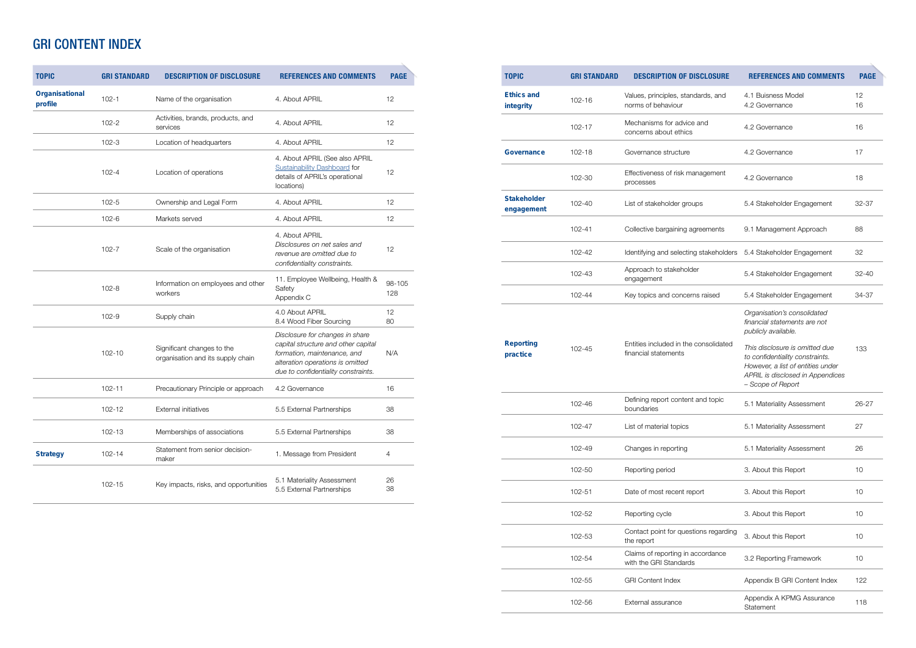# GRI CONTENT INDEX

| TOPIC | GRI STANDARD | DESCRIPTION OF DISCLOSURE | REFERENCES AND COMMENTS | PAGE |
|---|---|---|---|---|
| **Organisational profile** | 102-1 | Name of the organisation | 4. About APRIL | 12 |
| | 102-2 | Activities, brands, products, and services | 4. About APRIL | 12 |
| | 102-3 | Location of headquarters | 4. About APRIL | 12 |
| | 102-4 | Location of operations | 4. About APRIL (See also APRIL Sustainability Dashboard for details of APRIL's operational locations) | 12 |
| | 102-5 | Ownership and Legal Form | 4. About APRIL | 12 |
| | 102-6 | Markets served | 4. About APRIL | 12 |
| | 102-7 | Scale of the organisation | 4. About APRIL<br>*Disclosures on net sales and revenue are omitted due to confidentiality constraints.* | 12 |
| | 102-8 | Information on employees and other workers | 11. Employee Wellbeing, Health & Safety<br>Appendix C | 98-105<br>128 |
| | 102-9 | Supply chain | 4.0 About APRIL<br>8.4 Wood Fiber Sourcing | 12<br>80 |
| | 102-10 | Significant changes to the organisation and its supply chain | *Disclosure for changes in share capital structure and other capital formation, maintenance, and alteration operations is omitted due to confidentiality constraints.* | N/A |
| | 102-11 | Precautionary Principle or approach | 4.2 Governance | 16 |
| | 102-12 | External initiatives | 5.5 External Partnerships | 38 |
| | 102-13 | Memberships of associations | 5.5 External Partnerships | 38 |
| **Strategy** | 102-14 | Statement from senior decision-maker | 1. Message from President | 4 |
| | 102-15 | Key impacts, risks, and opportunities | 5.1 Materiality Assessment<br>5.5 External Partnerships | 26<br>38 |
| **Ethics and integrity** | 102-16 | Values, principles, standards, and norms of behaviour | 4.1 Buisness Model<br>4.2 Governance | 12<br>16 |
| | 102-17 | Mechanisms for advice and concerns about ethics | 4.2 Governance | 16 |
| **Governance** | 102-18 | Governance structure | 4.2 Governance | 17 |
| | 102-30 | Effectiveness of risk management processes | 4.2 Governance | 18 |
| **Stakeholder engagement** | 102-40 | List of stakeholder groups | 5.4 Stakeholder Engagement | 32-37 |
| | 102-41 | Collective bargaining agreements | 9.1 Management Approach | 88 |
| | 102-42 | Identifying and selecting stakeholders | 5.4 Stakeholder Engagement | 32 |
| | 102-43 | Approach to stakeholder engagement | 5.4 Stakeholder Engagement | 32-40 |
| | 102-44 | Key topics and concerns raised | 5.4 Stakeholder Engagement | 34-37 |
| **Reporting practice** | 102-45 | Entities included in the consolidated financial statements | *Organisation's consolidated financial statements are not publicly available.*<br><br>*This disclosure is omitted due to confidentiality constraints. However, a list of entities under APRIL is disclosed in Appendices – Scope of Report* | 133 |
| | 102-46 | Defining report content and topic boundaries | 5.1 Materiality Assessment | 26-27 |
| | 102-47 | List of material topics | 5.1 Materiality Assessment | 27 |
| | 102-49 | Changes in reporting | 5.1 Materiality Assessment | 26 |
| | 102-50 | Reporting period | 3. About this Report | 10 |
| | 102-51 | Date of most recent report | 3. About this Report | 10 |
| | 102-52 | Reporting cycle | 3. About this Report | 10 |
| | 102-53 | Contact point for questions regarding the report | 3. About this Report | 10 |
| | 102-54 | Claims of reporting in accordance with the GRI Standards | 3.2 Reporting Framework | 10 |
| | 102-55 | GRI Content Index | Appendix B GRI Content Index | 122 |
| | 102-56 | External assurance | Appendix A KPMG Assurance Statement | 118 |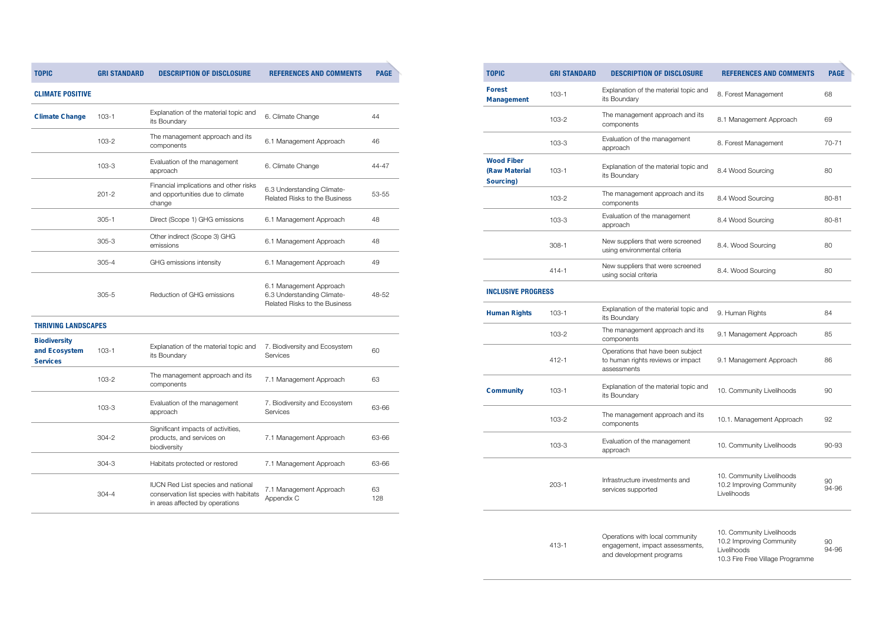| TOPIC | GRI STANDARD | DESCRIPTION OF DISCLOSURE | REFERENCES AND COMMENTS | PAGE |
|---|---|---|---|---|
| **CLIMATE POSITIVE** | | | | |
| **Climate Change** | 103-1 | Explanation of the material topic and its Boundary | 6. Climate Change | 44 |
| | 103-2 | The management approach and its components | 6.1 Management Approach | 46 |
| | 103-3 | Evaluation of the management approach | 6. Climate Change | 44-47 |
| | 201-2 | Financial implications and other risks and opportunities due to climate change | 6.3 Understanding Climate-Related Risks to the Business | 53-55 |
| | 305-1 | Direct (Scope 1) GHG emissions | 6.1 Management Approach | 48 |
| | 305-3 | Other indirect (Scope 3) GHG emissions | 6.1 Management Approach | 48 |
| | 305-4 | GHG emissions intensity | 6.1 Management Approach | 49 |
| | 305-5 | Reduction of GHG emissions | 6.1 Management Approach<br>6.3 Understanding Climate-Related Risks to the Business | 48-52 |
| **THRIVING LANDSCAPES** | | | | |
| **Biodiversity and Ecosystem Services** | 103-1 | Explanation of the material topic and its Boundary | 7. Biodiversity and Ecosystem Services | 60 |
| | 103-2 | The management approach and its components | 7.1 Management Approach | 63 |
| | 103-3 | Evaluation of the management approach | 7. Biodiversity and Ecosystem Services | 63-66 |
| | 304-2 | Significant impacts of activities, products, and services on biodiversity | 7.1 Management Approach | 63-66 |
| | 304-3 | Habitats protected or restored | 7.1 Management Approach | 63-66 |
| | 304-4 | IUCN Red List species and national conservation list species with habitats in areas affected by operations | 7.1 Management Approach<br>Appendix C | 63<br>128 |

| TOPIC | GRI STANDARD | DESCRIPTION OF DISCLOSURE | REFERENCES AND COMMENTS | PAGE |
|---|---|---|---|---|
| **Forest Management** | 103-1 | Explanation of the material topic and its Boundary | 8. Forest Management | 68 |
| | 103-2 | The management approach and its components | 8.1 Management Approach | 69 |
| | 103-3 | Evaluation of the management approach | 8. Forest Management | 70-71 |
| **Wood Fiber (Raw Material Sourcing)** | 103-1 | Explanation of the material topic and its Boundary | 8.4 Wood Sourcing | 80 |
| | 103-2 | The management approach and its components | 8.4 Wood Sourcing | 80-81 |
| | 103-3 | Evaluation of the management approach | 8.4 Wood Sourcing | 80-81 |
| | 308-1 | New suppliers that were screened using environmental criteria | 8.4. Wood Sourcing | 80 |
| | 414-1 | New suppliers that were screened using social criteria | 8.4. Wood Sourcing | 80 |
| **INCLUSIVE PROGRESS** | | | | |
| **Human Rights** | 103-1 | Explanation of the material topic and its Boundary | 9. Human Rights | 84 |
| | 103-2 | The management approach and its components | 9.1 Management Approach | 85 |
| | 412-1 | Operations that have been subject to human rights reviews or impact assessments | 9.1 Management Approach | 86 |
| **Community** | 103-1 | Explanation of the material topic and its Boundary | 10. Community Livelihoods | 90 |
| | 103-2 | The management approach and its components | 10.1. Management Approach | 92 |
| | 103-3 | Evaluation of the management approach | 10. Community Livelihoods | 90-93 |
| | 203-1 | Infrastructure investments and services supported | 10. Community Livelihoods<br>10.2 Improving Community Livelihoods | 90<br>94-96 |
| | 413-1 | Operations with local community engagement, impact assessments, and development programs | 10. Community Livelihoods<br>10.2 Improving Community Livelihoods<br>10.3 Fire Free Village Programme | 90<br>94-96 |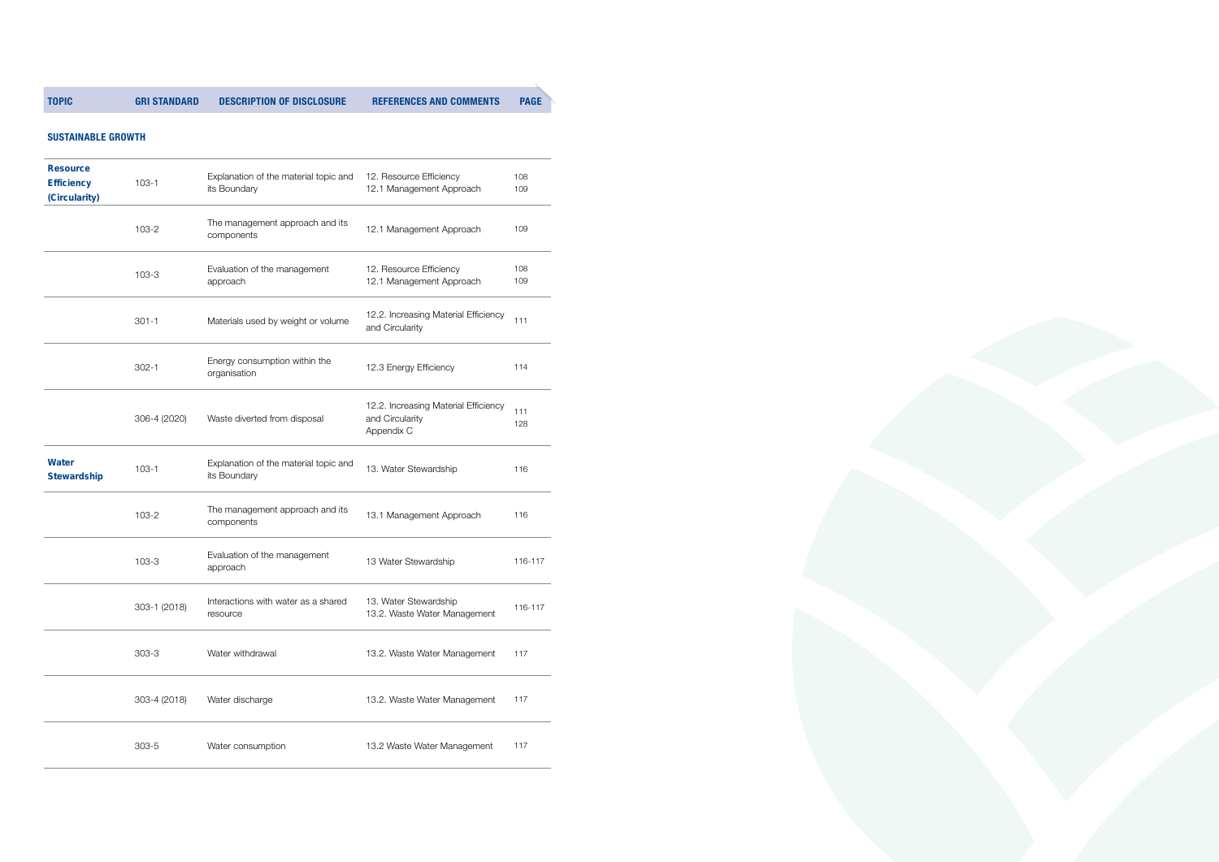| TOPIC | GRI STANDARD | DESCRIPTION OF DISCLOSURE | REFERENCES AND COMMENTS | PAGE |
|---|---|---|---|---|
| **SUSTAINABLE GROWTH** | | | | |
| **Resource Efficiency (Circularity)** | 103-1 | Explanation of the material topic and its Boundary | 12. Resource Efficiency<br>12.1 Management Approach | 108<br>109 |
| | 103-2 | The management approach and its components | 12.1 Management Approach | 109 |
| | 103-3 | Evaluation of the management approach | 12. Resource Efficiency<br>12.1 Management Approach | 108<br>109 |
| | 301-1 | Materials used by weight or volume | 12.2. Increasing Material Efficiency and Circularity | 111 |
| | 302-1 | Energy consumption within the organisation | 12.3 Energy Efficiency | 114 |
| | 306-4 (2020) | Waste diverted from disposal | 12.2. Increasing Material Efficiency and Circularity<br>Appendix C | 111<br>128 |
| **Water Stewardship** | 103-1 | Explanation of the material topic and its Boundary | 13. Water Stewardship | 116 |
| | 103-2 | The management approach and its components | 13.1 Management Approach | 116 |
| | 103-3 | Evaluation of the management approach | 13 Water Stewardship | 116-117 |
| | 303-1 (2018) | Interactions with water as a shared resource | 13. Water Stewardship<br>13.2. Waste Water Management | 116-117 |
| | 303-3 | Water withdrawal | 13.2. Waste Water Management | 117 |
| | 303-4 (2018) | Water discharge | 13.2. Waste Water Management | 117 |
| | 303-5 | Water consumption | 13.2 Waste Water Management | 117 |